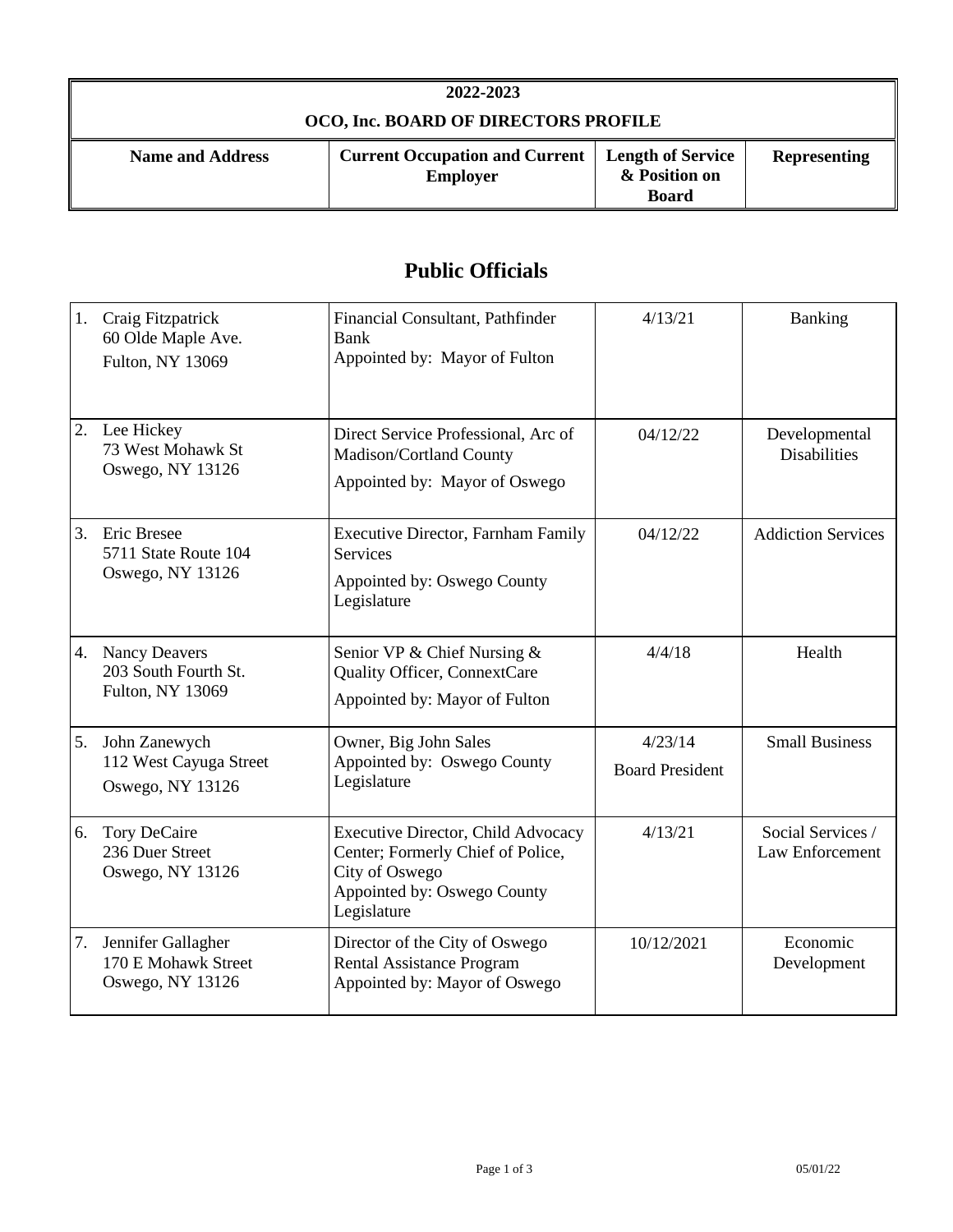| 2022-2023 | | | |
|---|---|---|---|
| **OCO, Inc. BOARD OF DIRECTORS PROFILE** | | | |
| **Name and Address** | **Current Occupation and Current Employer** | **Length of Service & Position on Board** | **Representing** |

## Public Officials

| Name and Address | Current Occupation and Current Employer | Length of Service & Position on Board | Representing |
|---|---|---|---|
| 1. Craig Fitzpatrick<br>60 Olde Maple Ave.<br>Fulton, NY 13069 | Financial Consultant, Pathfinder Bank<br>Appointed by: Mayor of Fulton | 4/13/21 | Banking |
| 2. Lee Hickey<br>73 West Mohawk St<br>Oswego, NY 13126 | Direct Service Professional, Arc of Madison/Cortland County<br>Appointed by: Mayor of Oswego | 04/12/22 | Developmental Disabilities |
| 3. Eric Bresee<br>5711 State Route 104<br>Oswego, NY 13126 | Executive Director, Farnham Family Services<br>Appointed by: Oswego County Legislature | 04/12/22 | Addiction Services |
| 4. Nancy Deavers<br>203 South Fourth St.<br>Fulton, NY 13069 | Senior VP & Chief Nursing & Quality Officer, ConnextCare<br>Appointed by: Mayor of Fulton | 4/4/18 | Health |
| 5. John Zanewych<br>112 West Cayuga Street<br>Oswego, NY 13126 | Owner, Big John Sales<br>Appointed by: Oswego County Legislature | 4/23/14<br>Board President | Small Business |
| 6. Tory DeCaire<br>236 Duer Street<br>Oswego, NY 13126 | Executive Director, Child Advocacy Center; Formerly Chief of Police, City of Oswego<br>Appointed by: Oswego County Legislature | 4/13/21 | Social Services / Law Enforcement |
| 7. Jennifer Gallagher<br>170 E Mohawk Street<br>Oswego, NY 13126 | Director of the City of Oswego Rental Assistance Program<br>Appointed by: Mayor of Oswego | 10/12/2021 | Economic Development |

05/01/22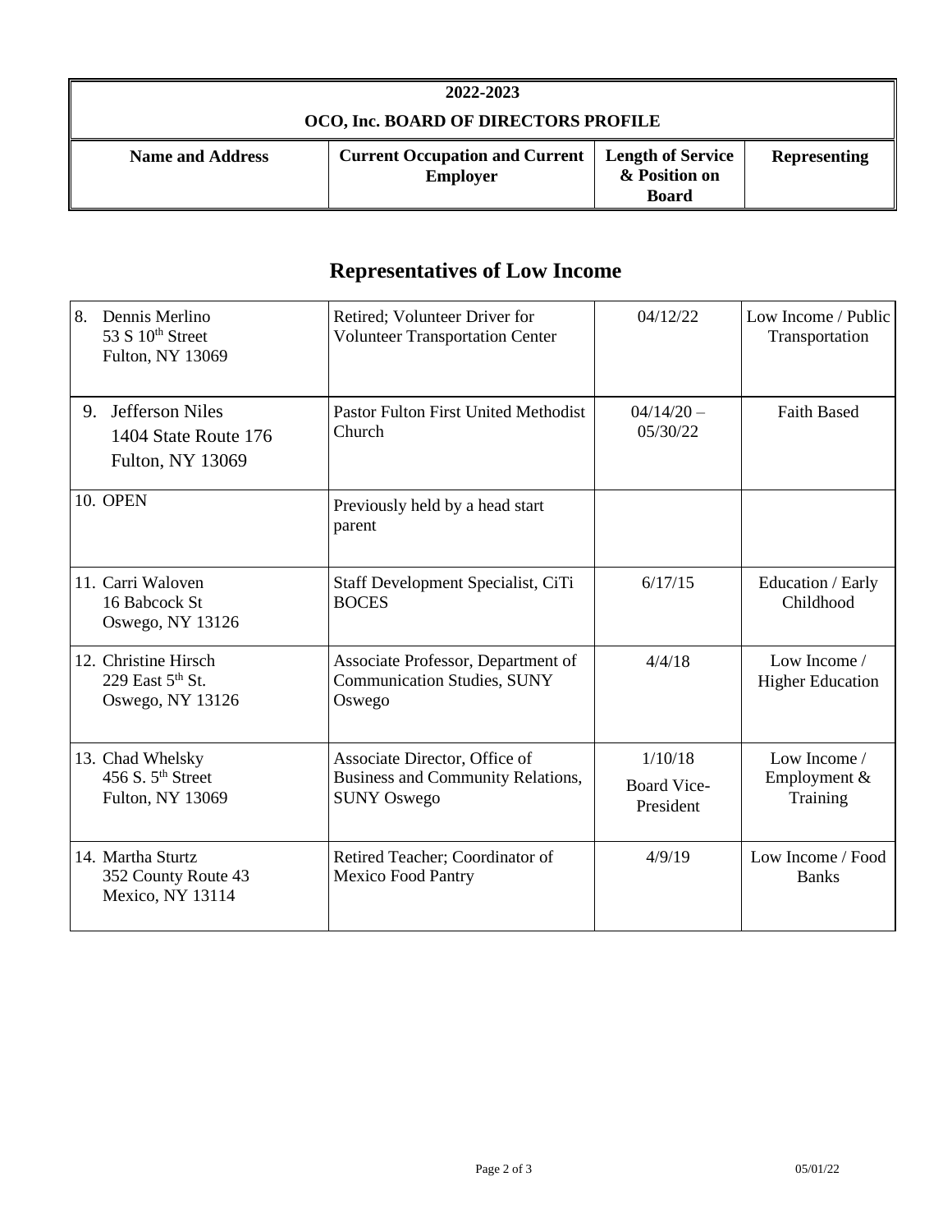| 2022-2023 | | | |
|---|---|---|---|
| **OCO, Inc. BOARD OF DIRECTORS PROFILE** | | | |
| **Name and Address** | **Current Occupation and Current Employer** | **Length of Service & Position on Board** | **Representing** |

## Representatives of Low Income

| Name and Address | Current Occupation and Current Employer | Length of Service & Position on Board | Representing |
|---|---|---|---|
| 8. Dennis Merlino<br>53 S 10th Street<br>Fulton, NY 13069 | Retired; Volunteer Driver for Volunteer Transportation Center | 04/12/22 | Low Income / Public Transportation |
| 9. Jefferson Niles<br>1404 State Route 176<br>Fulton, NY 13069 | Pastor Fulton First United Methodist Church | 04/14/20 – 05/30/22 | Faith Based |
| 10. OPEN | Previously held by a head start parent | | |
| 11. Carri Waloven<br>16 Babcock St<br>Oswego, NY 13126 | Staff Development Specialist, CiTi BOCES | 6/17/15 | Education / Early Childhood |
| 12. Christine Hirsch<br>229 East 5th St.<br>Oswego, NY 13126 | Associate Professor, Department of Communication Studies, SUNY Oswego | 4/4/18 | Low Income / Higher Education |
| 13. Chad Whelsky<br>456 S. 5th Street<br>Fulton, NY 13069 | Associate Director, Office of Business and Community Relations, SUNY Oswego | 1/10/18<br>Board Vice-President | Low Income / Employment & Training |
| 14. Martha Sturtz<br>352 County Route 43<br>Mexico, NY 13114 | Retired Teacher; Coordinator of Mexico Food Pantry | 4/9/19 | Low Income / Food Banks |

05/01/22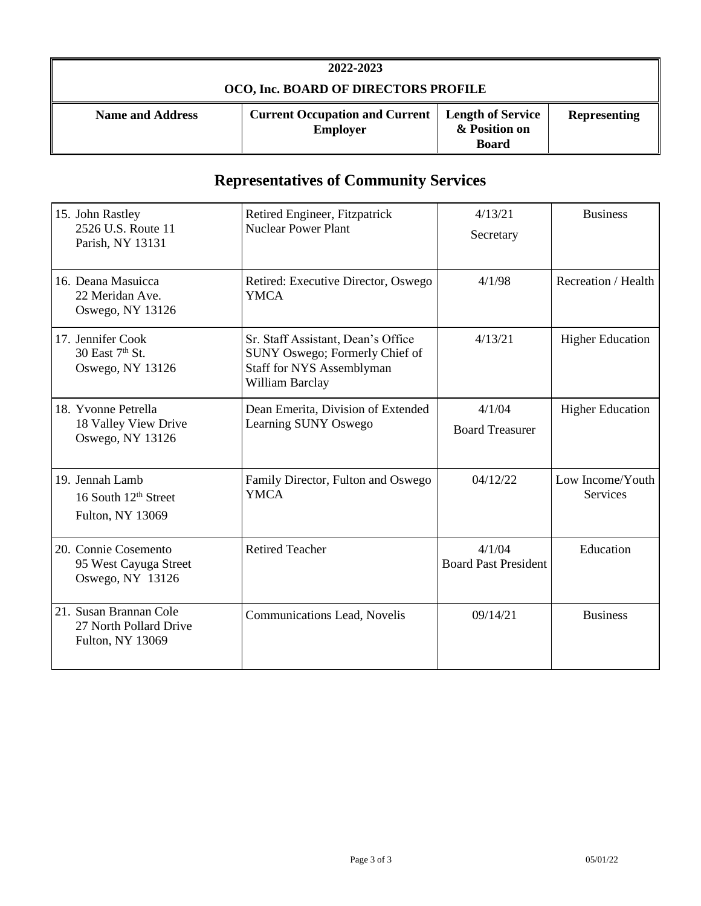| 2022-2023 | | | |
|---|---|---|---|
| **OCO, Inc. BOARD OF DIRECTORS PROFILE** | | | |
| **Name and Address** | **Current Occupation and Current Employer** | **Length of Service & Position on Board** | **Representing** |

## Representatives of Community Services

| | | | |
|---|---|---|---|
| 15. John Rastley<br>2526 U.S. Route 11<br>Parish, NY 13131 | Retired Engineer, Fitzpatrick Nuclear Power Plant | 4/13/21<br>Secretary | Business |
| 16. Deana Masuicca<br>22 Meridan Ave.<br>Oswego, NY 13126 | Retired: Executive Director, Oswego YMCA | 4/1/98 | Recreation / Health |
| 17. Jennifer Cook<br>30 East 7th St.<br>Oswego, NY 13126 | Sr. Staff Assistant, Dean's Office SUNY Oswego; Formerly Chief of Staff for NYS Assemblyman William Barclay | 4/13/21 | Higher Education |
| 18. Yvonne Petrella<br>18 Valley View Drive<br>Oswego, NY 13126 | Dean Emerita, Division of Extended Learning SUNY Oswego | 4/1/04<br>Board Treasurer | Higher Education |
| 19. Jennah Lamb<br>16 South 12th Street<br>Fulton, NY 13069 | Family Director, Fulton and Oswego YMCA | 04/12/22 | Low Income/Youth Services |
| 20. Connie Cosemento<br>95 West Cayuga Street<br>Oswego, NY 13126 | Retired Teacher | 4/1/04<br>Board Past President | Education |
| 21. Susan Brannan Cole<br>27 North Pollard Drive<br>Fulton, NY 13069 | Communications Lead, Novelis | 09/14/21 | Business |

05/01/22